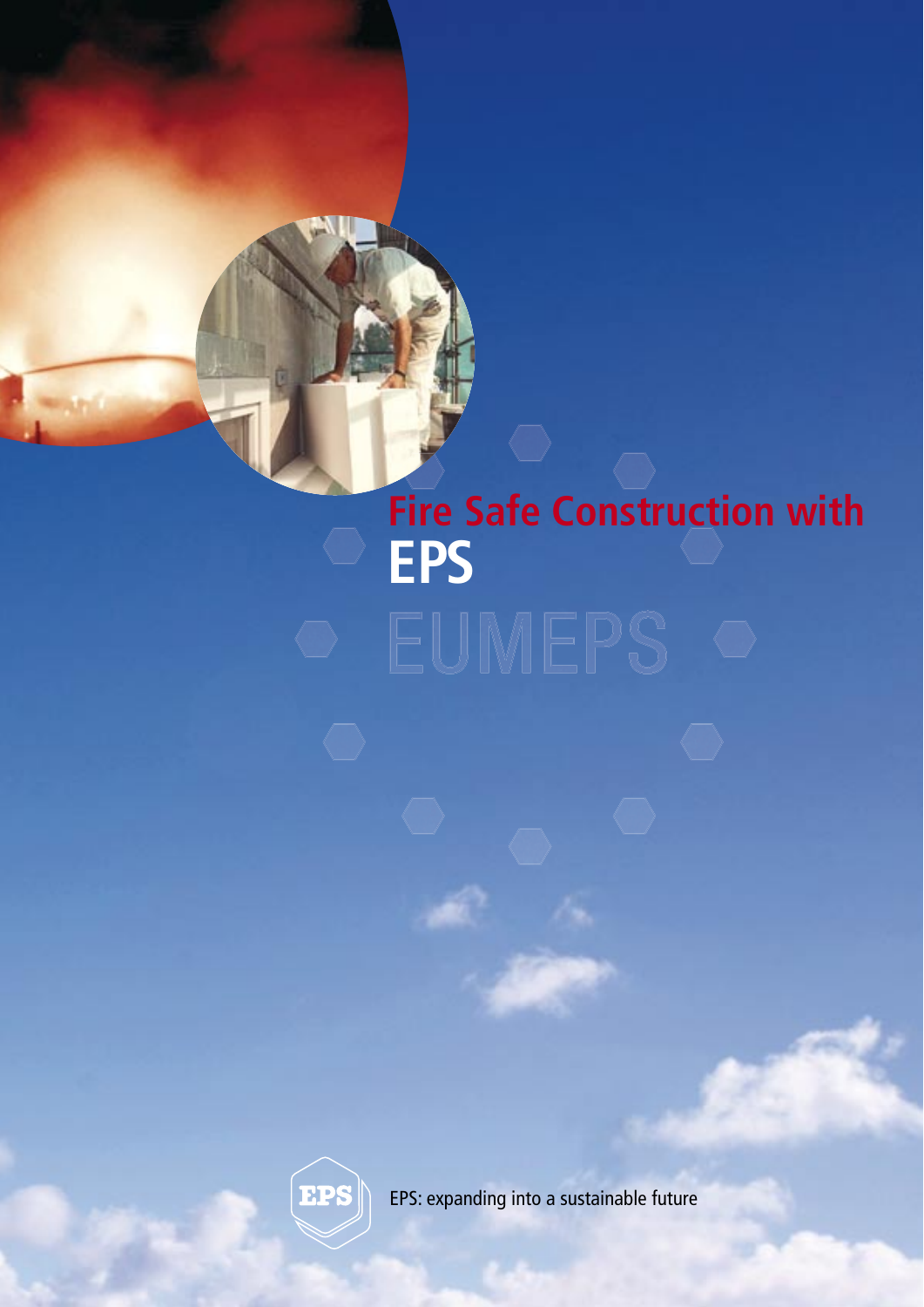# Fire Safe Construction with EPS

EUMEPS

EPS: expanding into a sustainable future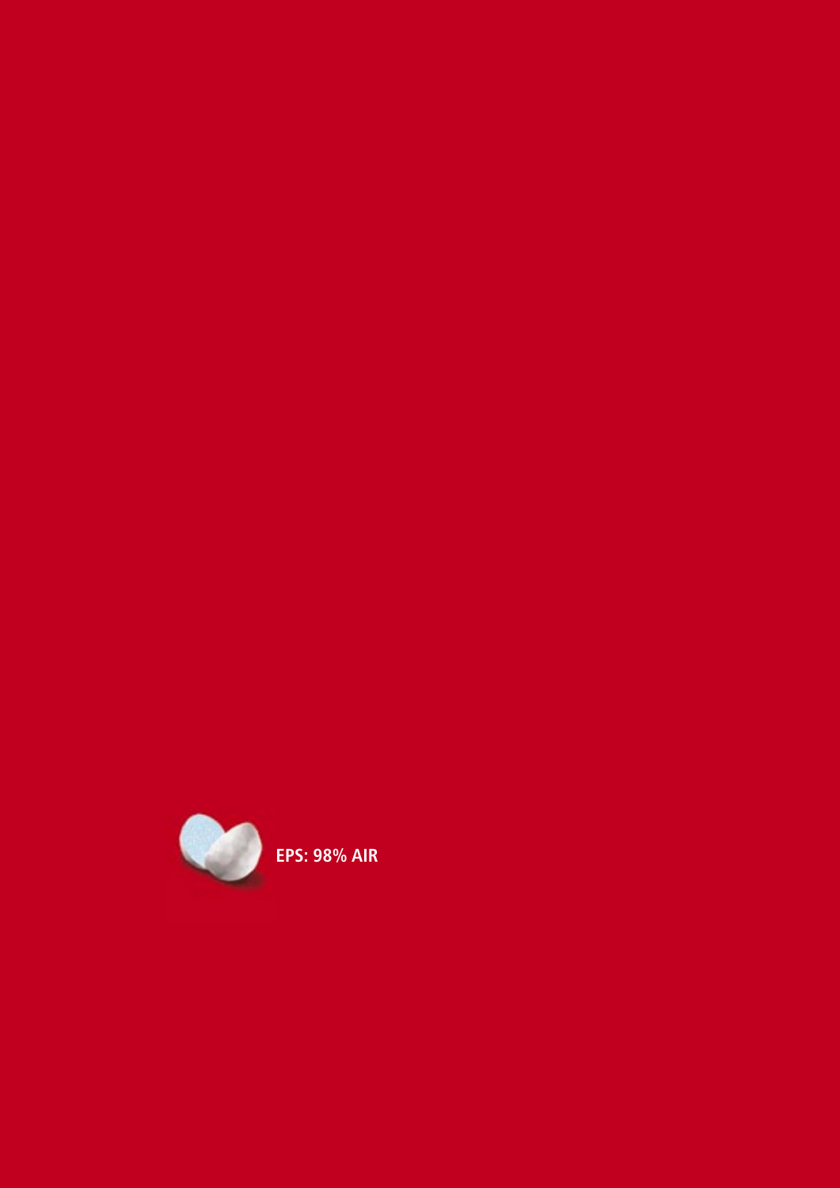**EPS: 98% AIR**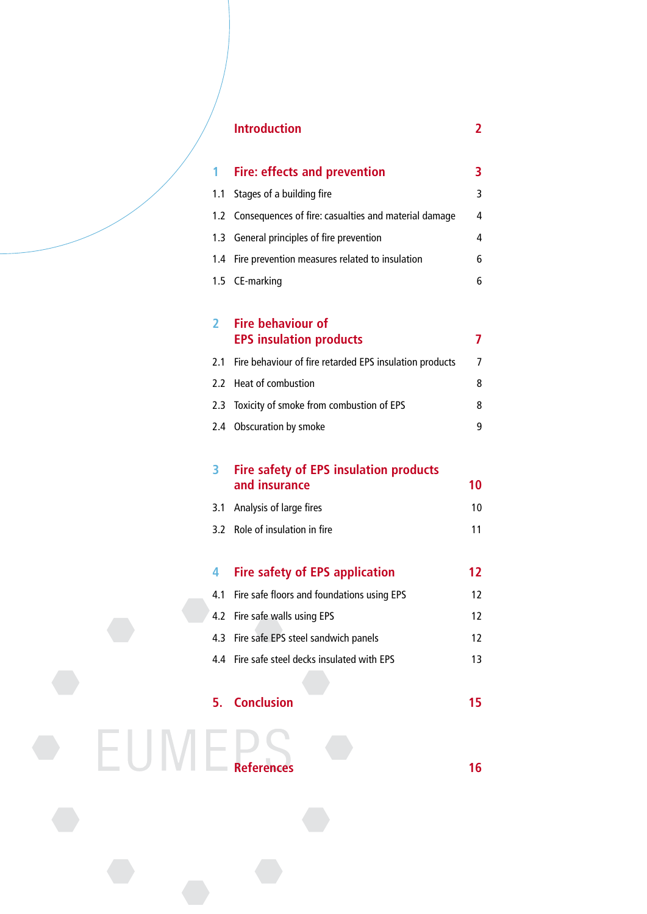| | | |
|---|---|---|
| | **Introduction** | **2** |
| **1** | **Fire: effects and prevention** | **3** |
| 1.1 | Stages of a building fire | 3 |
| 1.2 | Consequences of fire: casualties and material damage | 4 |
| 1.3 | General principles of fire prevention | 4 |
| 1.4 | Fire prevention measures related to insulation | 6 |
| 1.5 | CE-marking | 6 |
| **2** | **Fire behaviour of EPS insulation products** | **7** |
| 2.1 | Fire behaviour of fire retarded EPS insulation products | 7 |
| 2.2 | Heat of combustion | 8 |
| 2.3 | Toxicity of smoke from combustion of EPS | 8 |
| 2.4 | Obscuration by smoke | 9 |
| **3** | **Fire safety of EPS insulation products and insurance** | **10** |
| 3.1 | Analysis of large fires | 10 |
| 3.2 | Role of insulation in fire | 11 |
| **4** | **Fire safety of EPS application** | **12** |
| 4.1 | Fire safe floors and foundations using EPS | 12 |
| 4.2 | Fire safe walls using EPS | 12 |
| 4.3 | Fire safe EPS steel sandwich panels | 12 |
| 4.4 | Fire safe steel decks insulated with EPS | 13 |
| **5.** | **Conclusion** | **15** |
| | **References** | **16** |

EUMEPS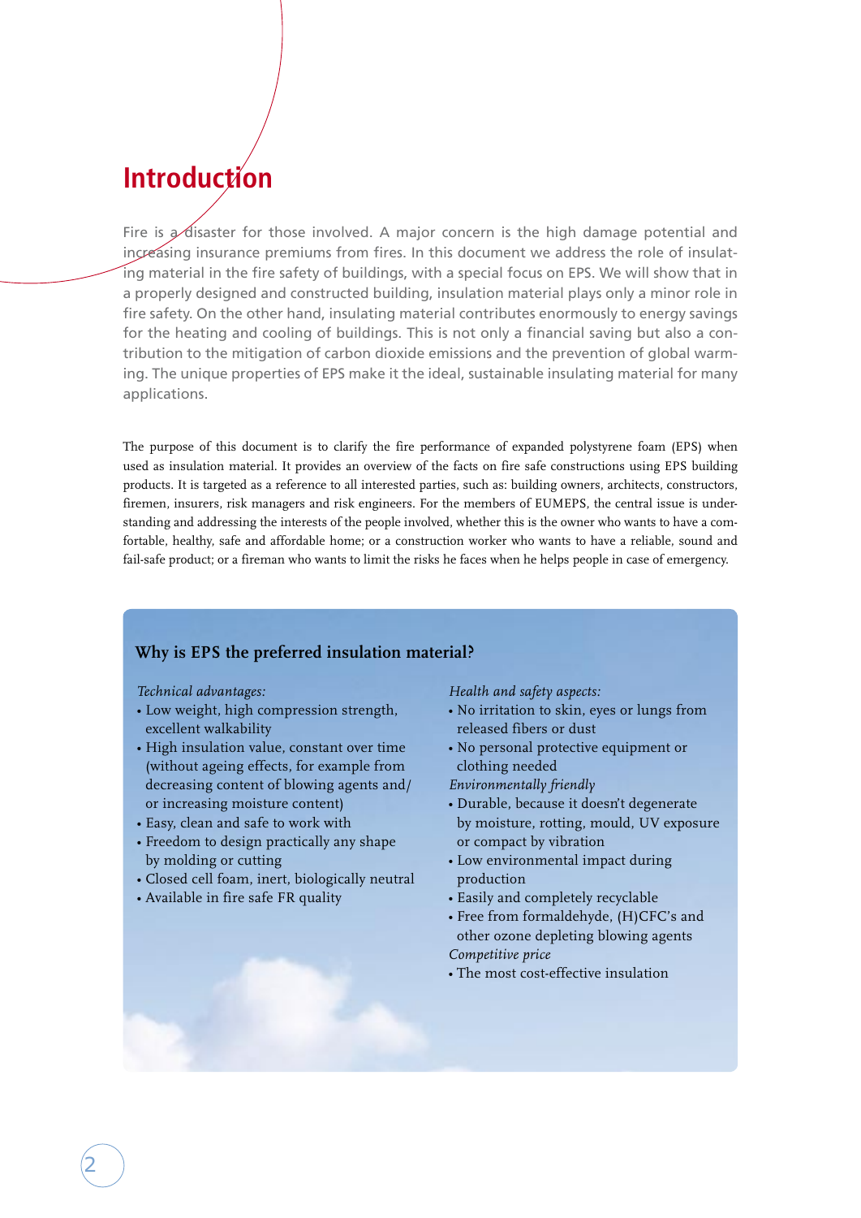# Introduction

Fire is a disaster for those involved. A major concern is the high damage potential and increasing insurance premiums from fires. In this document we address the role of insulating material in the fire safety of buildings, with a special focus on EPS. We will show that in a properly designed and constructed building, insulation material plays only a minor role in fire safety. On the other hand, insulating material contributes enormously to energy savings for the heating and cooling of buildings. This is not only a financial saving but also a contribution to the mitigation of carbon dioxide emissions and the prevention of global warming. The unique properties of EPS make it the ideal, sustainable insulating material for many applications.

The purpose of this document is to clarify the fire performance of expanded polystyrene foam (EPS) when used as insulation material. It provides an overview of the facts on fire safe constructions using EPS building products. It is targeted as a reference to all interested parties, such as: building owners, architects, constructors, firemen, insurers, risk managers and risk engineers. For the members of EUMEPS, the central issue is understanding and addressing the interests of the people involved, whether this is the owner who wants to have a comfortable, healthy, safe and affordable home; or a construction worker who wants to have a reliable, sound and fail-safe product; or a fireman who wants to limit the risks he faces when he helps people in case of emergency.

## Why is EPS the preferred insulation material?

*Technical advantages:*

- Low weight, high compression strength, excellent walkability
- High insulation value, constant over time (without ageing effects, for example from decreasing content of blowing agents and/or increasing moisture content)
- Easy, clean and safe to work with
- Freedom to design practically any shape by molding or cutting
- Closed cell foam, inert, biologically neutral
- Available in fire safe FR quality

*Health and safety aspects:*

- No irritation to skin, eyes or lungs from released fibers or dust
- No personal protective equipment or clothing needed

*Environmentally friendly*

- Durable, because it doesn't degenerate by moisture, rotting, mould, UV exposure or compact by vibration
- Low environmental impact during production
- Easily and completely recyclable
- Free from formaldehyde, (H)CFC's and other ozone depleting blowing agents

*Competitive price*

- The most cost-effective insulation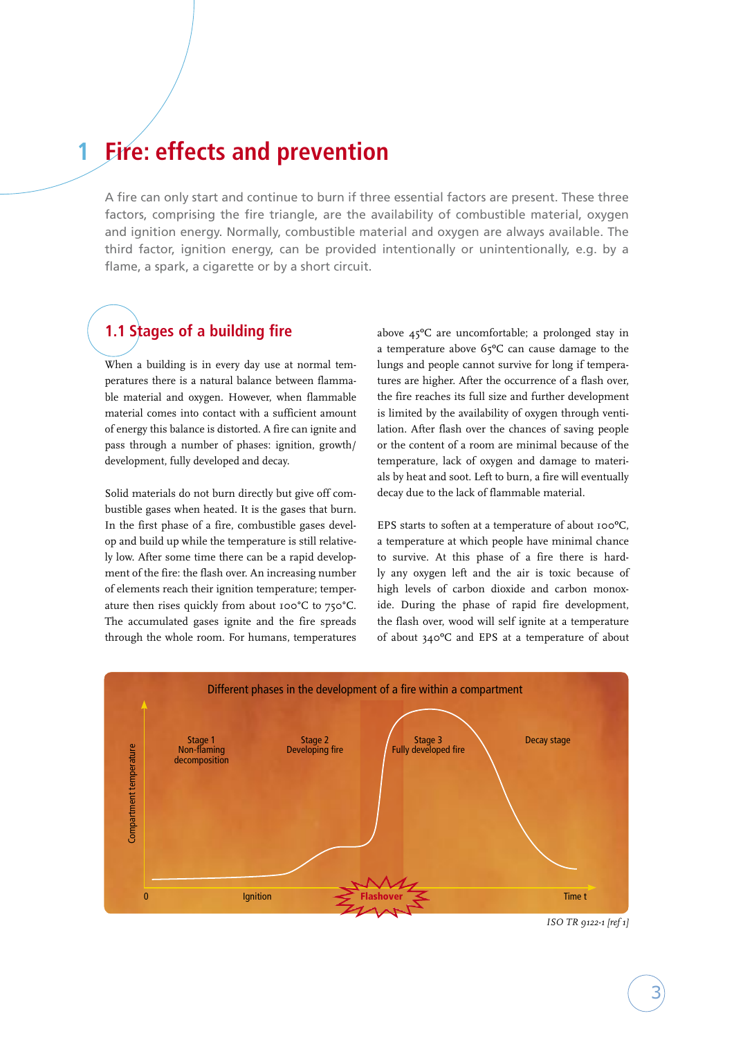# 1 Fire: effects and prevention

A fire can only start and continue to burn if three essential factors are present. These three factors, comprising the fire triangle, are the availability of combustible material, oxygen and ignition energy. Normally, combustible material and oxygen are always available. The third factor, ignition energy, can be provided intentionally or unintentionally, e.g. by a flame, a spark, a cigarette or by a short circuit.

## 1.1 Stages of a building fire

When a building is in every day use at normal temperatures there is a natural balance between flammable material and oxygen. However, when flammable material comes into contact with a sufficient amount of energy this balance is distorted. A fire can ignite and pass through a number of phases: ignition, growth/development, fully developed and decay.

Solid materials do not burn directly but give off combustible gases when heated. It is the gases that burn. In the first phase of a fire, combustible gases develop and build up while the temperature is still relatively low. After some time there can be a rapid development of the fire: the flash over. An increasing number of elements reach their ignition temperature; temperature then rises quickly from about 100°C to 750°C. The accumulated gases ignite and the fire spreads through the whole room. For humans, temperatures above 45°C are uncomfortable; a prolonged stay in a temperature above 65°C can cause damage to the lungs and people cannot survive for long if temperatures are higher. After the occurrence of a flash over, the fire reaches its full size and further development is limited by the availability of oxygen through ventilation. After flash over the chances of saving people or the content of a room are minimal because of the temperature, lack of oxygen and damage to materials by heat and soot. Left to burn, a fire will eventually decay due to the lack of flammable material.

EPS starts to soften at a temperature of about 100°C, a temperature at which people have minimal chance to survive. At this phase of a fire there is hardly any oxygen left and the air is toxic because of high levels of carbon dioxide and carbon monoxide. During the phase of rapid fire development, the flash over, wood will self ignite at a temperature of about 340°C and EPS at a temperature of about

Different phases in the development of a fire within a compartment

ISO TR 9122-1 [ref 1]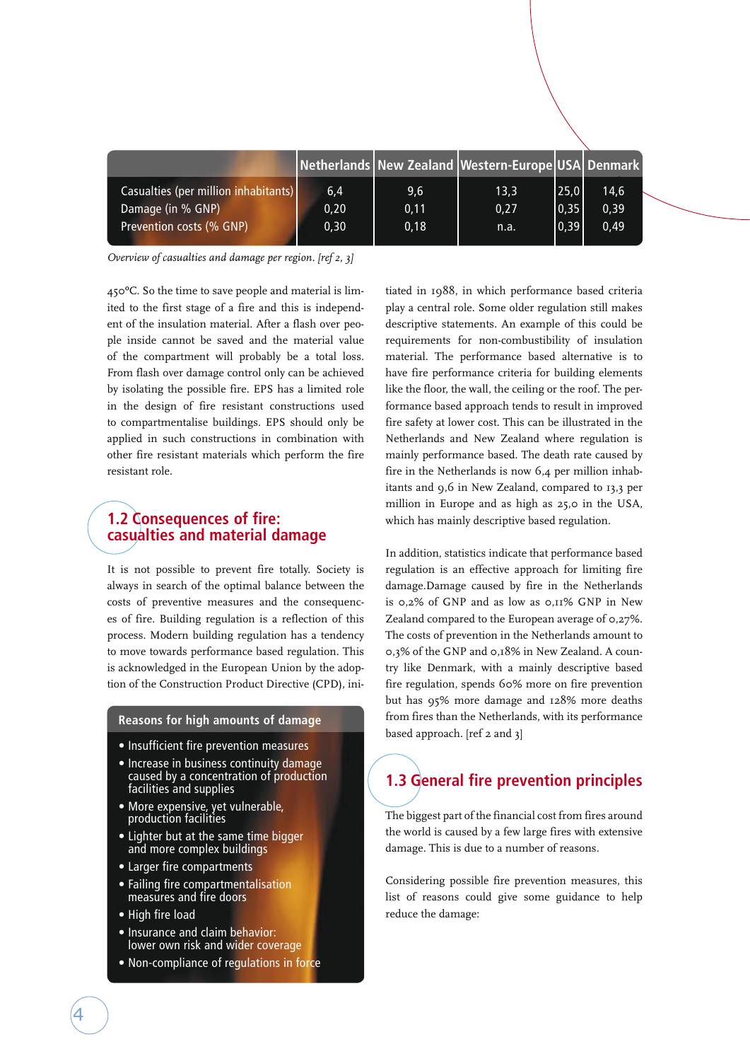| | Netherlands | New Zealand | Western-Europe | USA | Denmark |
|---|---|---|---|---|---|
| Casualties (per million inhabitants) | 6,4 | 9,6 | 13,3 | 25,0 | 14,6 |
| Damage (in % GNP) | 0,20 | 0,11 | 0,27 | 0,35 | 0,39 |
| Prevention costs (% GNP) | 0,30 | 0,18 | n.a. | 0,39 | 0,49 |

*Overview of casualties and damage per region. [ref 2, 3]*

450°C. So the time to save people and material is limited to the first stage of a fire and this is independent of the insulation material. After a flash over people inside cannot be saved and the material value of the compartment will probably be a total loss. From flash over damage control only can be achieved by isolating the possible fire. EPS has a limited role in the design of fire resistant constructions used to compartmentalise buildings. EPS should only be applied in such constructions in combination with other fire resistant materials which perform the fire resistant role.

## 1.2 Consequences of fire: casualties and material damage

It is not possible to prevent fire totally. Society is always in search of the optimal balance between the costs of preventive measures and the consequences of fire. Building regulation is a reflection of this process. Modern building regulation has a tendency to move towards performance based regulation. This is acknowledged in the European Union by the adoption of the Construction Product Directive (CPD), initiated in 1988, in which performance based criteria play a central role. Some older regulation still makes descriptive statements. An example of this could be requirements for non-combustibility of insulation material. The performance based alternative is to have fire performance criteria for building elements like the floor, the wall, the ceiling or the roof. The performance based approach tends to result in improved fire safety at lower cost. This can be illustrated in the Netherlands and New Zealand where regulation is mainly performance based. The death rate caused by fire in the Netherlands is now 6,4 per million inhabitants and 9,6 in New Zealand, compared to 13,3 per million in Europe and as high as 25,0 in the USA, which has mainly descriptive based regulation.

In addition, statistics indicate that performance based regulation is an effective approach for limiting fire damage.Damage caused by fire in the Netherlands is 0,2% of GNP and as low as 0,11% GNP in New Zealand compared to the European average of 0,27%. The costs of prevention in the Netherlands amount to 0,3% of the GNP and 0,18% in New Zealand. A country like Denmark, with a mainly descriptive based fire regulation, spends 60% more on fire prevention but has 95% more damage and 128% more deaths from fires than the Netherlands, with its performance based approach. [ref 2 and 3]

**Reasons for high amounts of damage**

- Insufficient fire prevention measures
- Increase in business continuity damage caused by a concentration of production facilities and supplies
- More expensive, yet vulnerable, production facilities
- Lighter but at the same time bigger and more complex buildings
- Larger fire compartments
- Failing fire compartmentalisation measures and fire doors
- High fire load
- Insurance and claim behavior: lower own risk and wider coverage
- Non-compliance of regulations in force

## 1.3 General fire prevention principles

The biggest part of the financial cost from fires around the world is caused by a few large fires with extensive damage. This is due to a number of reasons.

Considering possible fire prevention measures, this list of reasons could give some guidance to help reduce the damage: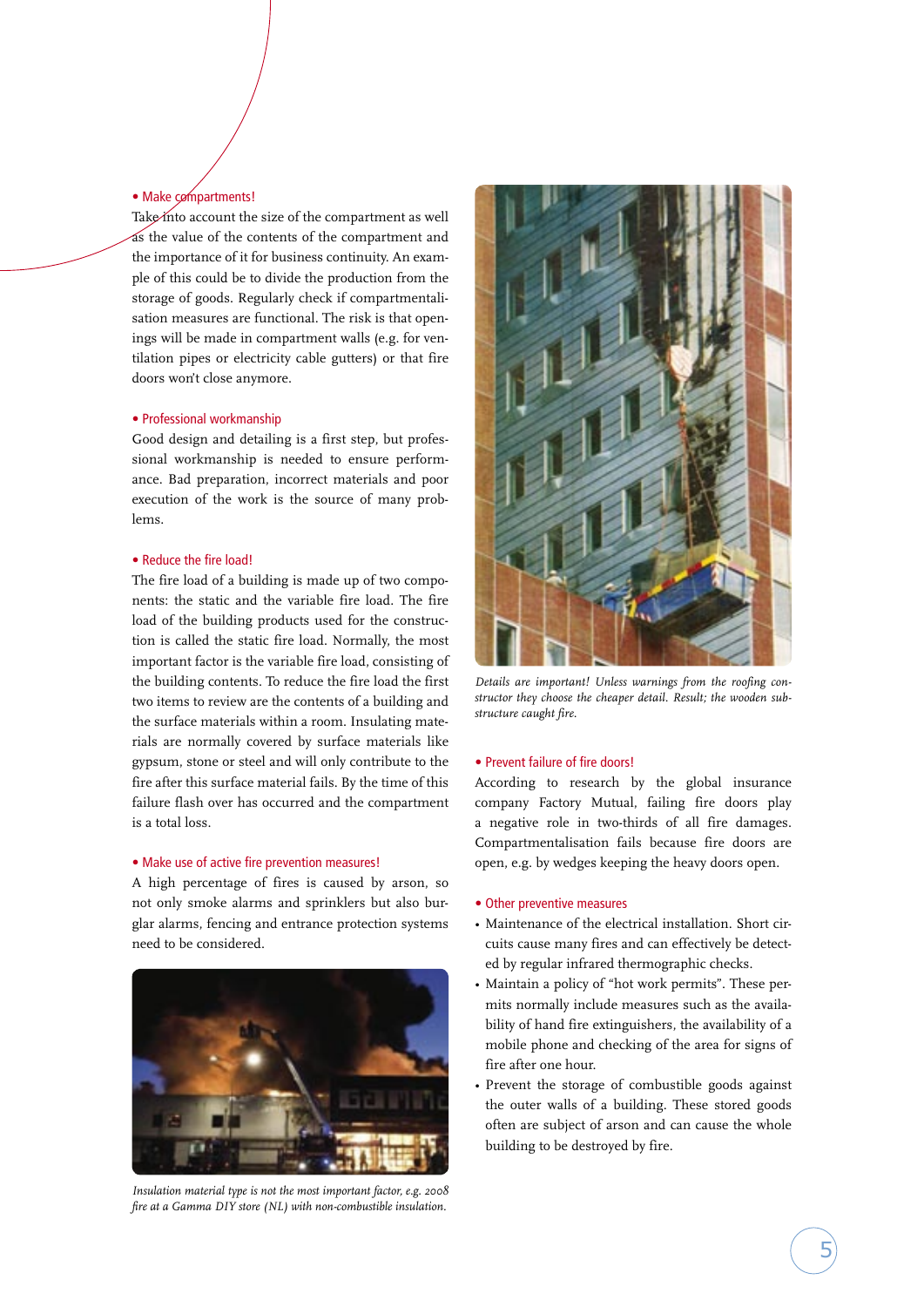• Make compartments!

Take into account the size of the compartment as well as the value of the contents of the compartment and the importance of it for business continuity. An example of this could be to divide the production from the storage of goods. Regularly check if compartmentalisation measures are functional. The risk is that openings will be made in compartment walls (e.g. for ventilation pipes or electricity cable gutters) or that fire doors won't close anymore.

• Professional workmanship

Good design and detailing is a first step, but professional workmanship is needed to ensure performance. Bad preparation, incorrect materials and poor execution of the work is the source of many problems.

• Reduce the fire load!

The fire load of a building is made up of two components: the static and the variable fire load. The fire load of the building products used for the construction is called the static fire load. Normally, the most important factor is the variable fire load, consisting of the building contents. To reduce the fire load the first two items to review are the contents of a building and the surface materials within a room. Insulating materials are normally covered by surface materials like gypsum, stone or steel and will only contribute to the fire after this surface material fails. By the time of this failure flash over has occurred and the compartment is a total loss.

• Make use of active fire prevention measures!

A high percentage of fires is caused by arson, so not only smoke alarms and sprinklers but also burglar alarms, fencing and entrance protection systems need to be considered.

*Insulation material type is not the most important factor, e.g. 2008 fire at a Gamma DIY store (NL) with non-combustible insulation.*

*Details are important! Unless warnings from the roofing constructor they choose the cheaper detail. Result; the wooden substructure caught fire.*

• Prevent failure of fire doors!

According to research by the global insurance company Factory Mutual, failing fire doors play a negative role in two-thirds of all fire damages. Compartmentalisation fails because fire doors are open, e.g. by wedges keeping the heavy doors open.

• Other preventive measures

- Maintenance of the electrical installation. Short circuits cause many fires and can effectively be detected by regular infrared thermographic checks.
- Maintain a policy of "hot work permits". These permits normally include measures such as the availability of hand fire extinguishers, the availability of a mobile phone and checking of the area for signs of fire after one hour.
- Prevent the storage of combustible goods against the outer walls of a building. These stored goods often are subject of arson and can cause the whole building to be destroyed by fire.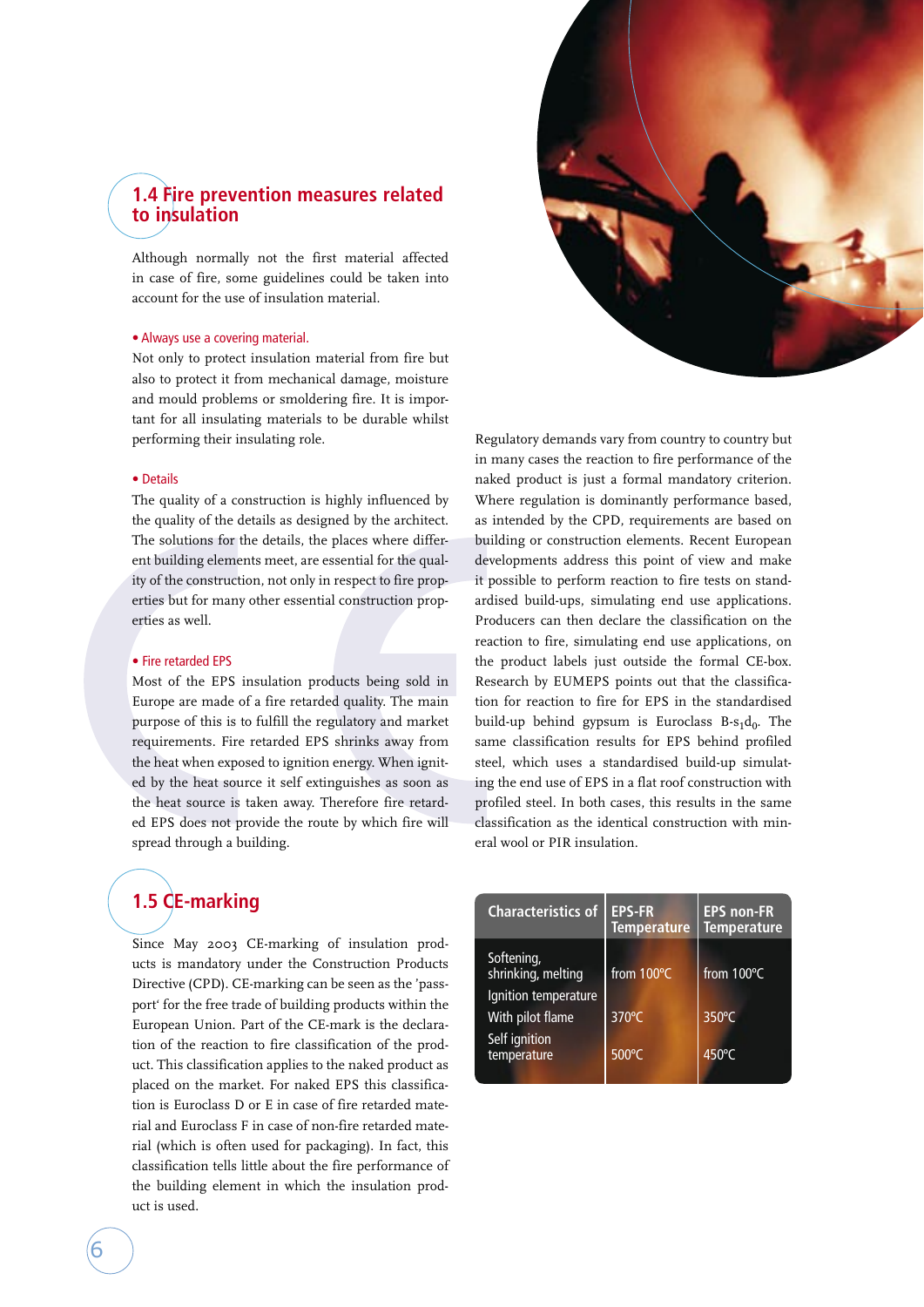## 1.4 Fire prevention measures related to insulation

Although normally not the first material affected in case of fire, some guidelines could be taken into account for the use of insulation material.

**• Always use a covering material.**

Not only to protect insulation material from fire but also to protect it from mechanical damage, moisture and mould problems or smoldering fire. It is important for all insulating materials to be durable whilst performing their insulating role.

**• Details**

The quality of a construction is highly influenced by the quality of the details as designed by the architect. The solutions for the details, the places where different building elements meet, are essential for the quality of the construction, not only in respect to fire properties but for many other essential construction properties as well.

**• Fire retarded EPS**

Most of the EPS insulation products being sold in Europe are made of a fire retarded quality. The main purpose of this is to fulfill the regulatory and market requirements. Fire retarded EPS shrinks away from the heat when exposed to ignition energy. When ignited by the heat source it self extinguishes as soon as the heat source is taken away. Therefore fire retarded EPS does not provide the route by which fire will spread through a building.

## 1.5 CE-marking

Since May 2003 CE-marking of insulation products is mandatory under the Construction Products Directive (CPD). CE-marking can be seen as the 'passport' for the free trade of building products within the European Union. Part of the CE-mark is the declaration of the reaction to fire classification of the product. This classification applies to the naked product as placed on the market. For naked EPS this classification is Euroclass D or E in case of fire retarded material and Euroclass F in case of non-fire retarded material (which is often used for packaging). In fact, this classification tells little about the fire performance of the building element in which the insulation product is used.

Regulatory demands vary from country to country but in many cases the reaction to fire performance of the naked product is just a formal mandatory criterion. Where regulation is dominantly performance based, as intended by the CPD, requirements are based on building or construction elements. Recent European developments address this point of view and make it possible to perform reaction to fire tests on standardised build-ups, simulating end use applications. Producers can then declare the classification on the reaction to fire, simulating end use applications, on the product labels just outside the formal CE-box. Research by EUMEPS points out that the classification for reaction to fire for EPS in the standardised build-up behind gypsum is Euroclass B-$s_1d_0$. The same classification results for EPS behind profiled steel, which uses a standardised build-up simulating the end use of EPS in a flat roof construction with profiled steel. In both cases, this results in the same classification as the identical construction with mineral wool or PIR insulation.

| Characteristics of | EPS-FR Temperature | EPS non-FR Temperature |
|---|---|---|
| Softening, shrinking, melting | from 100°C | from 100°C |
| Ignition temperature | | |
| With pilot flame | 370°C | 350°C |
| Self ignition temperature | 500°C | 450°C |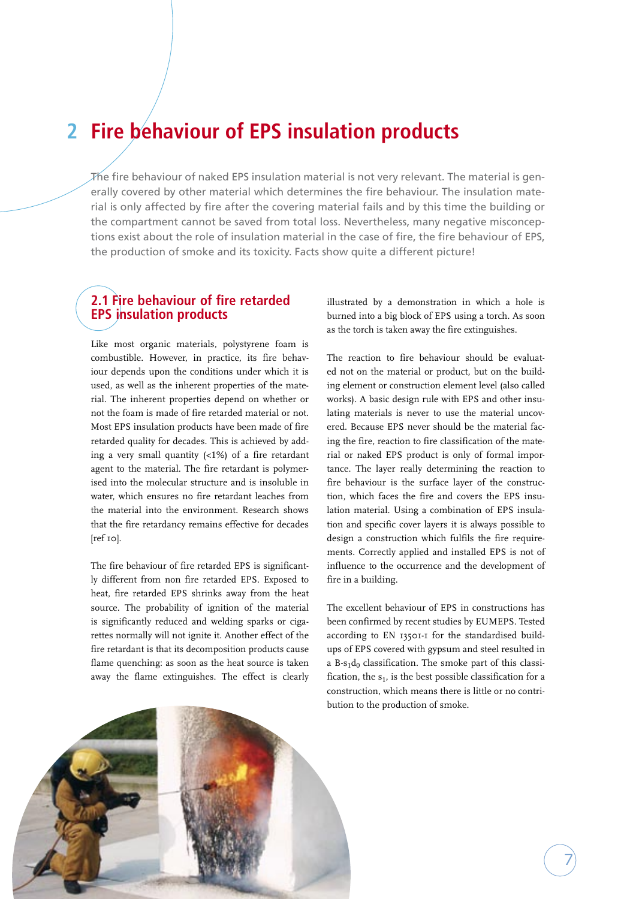# 2 Fire behaviour of EPS insulation products

The fire behaviour of naked EPS insulation material is not very relevant. The material is generally covered by other material which determines the fire behaviour. The insulation material is only affected by fire after the covering material fails and by this time the building or the compartment cannot be saved from total loss. Nevertheless, many negative misconceptions exist about the role of insulation material in the case of fire, the fire behaviour of EPS, the production of smoke and its toxicity. Facts show quite a different picture!

## 2.1 Fire behaviour of fire retarded EPS insulation products

Like most organic materials, polystyrene foam is combustible. However, in practice, its fire behaviour depends upon the conditions under which it is used, as well as the inherent properties of the material. The inherent properties depend on whether or not the foam is made of fire retarded material or not. Most EPS insulation products have been made of fire retarded quality for decades. This is achieved by adding a very small quantity (<1%) of a fire retardant agent to the material. The fire retardant is polymerised into the molecular structure and is insoluble in water, which ensures no fire retardant leaches from the material into the environment. Research shows that the fire retardancy remains effective for decades [ref 10].

The fire behaviour of fire retarded EPS is significantly different from non fire retarded EPS. Exposed to heat, fire retarded EPS shrinks away from the heat source. The probability of ignition of the material is significantly reduced and welding sparks or cigarettes normally will not ignite it. Another effect of the fire retardant is that its decomposition products cause flame quenching: as soon as the heat source is taken away the flame extinguishes. The effect is clearly illustrated by a demonstration in which a hole is burned into a big block of EPS using a torch. As soon as the torch is taken away the fire extinguishes.

The reaction to fire behaviour should be evaluated not on the material or product, but on the building element or construction element level (also called works). A basic design rule with EPS and other insulating materials is never to use the material uncovered. Because EPS never should be the material facing the fire, reaction to fire classification of the material or naked EPS product is only of formal importance. The layer really determining the reaction to fire behaviour is the surface layer of the construction, which faces the fire and covers the EPS insulation material. Using a combination of EPS insulation and specific cover layers it is always possible to design a construction which fulfils the fire requirements. Correctly applied and installed EPS is not of influence to the occurrence and the development of fire in a building.

The excellent behaviour of EPS in constructions has been confirmed by recent studies by EUMEPS. Tested according to EN 13501-1 for the standardised build-ups of EPS covered with gypsum and steel resulted in a B-$s_1$$d_0$ classification. The smoke part of this classification, the $s_1$, is the best possible classification for a construction, which means there is little or no contribution to the production of smoke.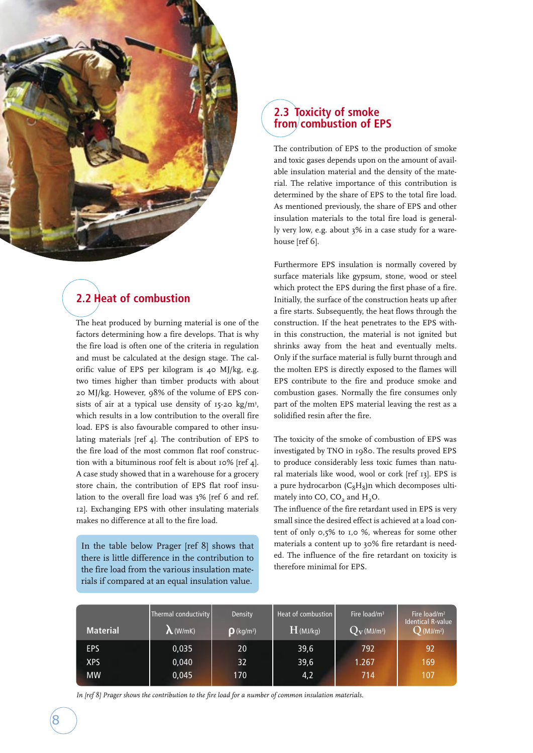## 2.2 Heat of combustion

The heat produced by burning material is one of the factors determining how a fire develops. That is why the fire load is often one of the criteria in regulation and must be calculated at the design stage. The calorific value of EPS per kilogram is 40 MJ/kg, e.g. two times higher than timber products with about 20 MJ/kg. However, 98% of the volume of EPS consists of air at a typical use density of 15-20 kg/m³, which results in a low contribution to the overall fire load. EPS is also favourable compared to other insulating materials [ref 4]. The contribution of EPS to the fire load of the most common flat roof construction with a bituminous roof felt is about 10% [ref 4]. A case study showed that in a warehouse for a grocery store chain, the contribution of EPS flat roof insulation to the overall fire load was 3% [ref 6 and ref. 12]. Exchanging EPS with other insulating materials makes no difference at all to the fire load.

In the table below Prager [ref 8] shows that there is little difference in the contribution to the fire load from the various insulation materials if compared at an equal insulation value.

## 2.3 Toxicity of smoke from combustion of EPS

The contribution of EPS to the production of smoke and toxic gases depends upon on the amount of available insulation material and the density of the material. The relative importance of this contribution is determined by the share of EPS to the total fire load. As mentioned previously, the share of EPS and other insulation materials to the total fire load is generally very low, e.g. about 3% in a case study for a warehouse [ref 6].

Furthermore EPS insulation is normally covered by surface materials like gypsum, stone, wood or steel which protect the EPS during the first phase of a fire. Initially, the surface of the construction heats up after a fire starts. Subsequently, the heat flows through the construction. If the heat penetrates to the EPS within this construction, the material is not ignited but shrinks away from the heat and eventually melts. Only if the surface material is fully burnt through and the molten EPS is directly exposed to the flames will EPS contribute to the fire and produce smoke and combustion gases. Normally the fire consumes only part of the molten EPS material leaving the rest as a solidified resin after the fire.

The toxicity of the smoke of combustion of EPS was investigated by TNO in 1980. The results proved EPS to produce considerably less toxic fumes than natural materials like wood, wool or cork [ref 13]. EPS is a pure hydrocarbon ($C_8H_8$)n which decomposes ultimately into CO, $CO_2$ and $H_2O$.

The influence of the fire retardant used in EPS is very small since the desired effect is achieved at a load content of only 0,5% to 1,0 %, whereas for some other materials a content up to 30% fire retardant is needed. The influence of the fire retardant on toxicity is therefore minimal for EPS.

| Material | Thermal conductivity $\lambda$ (W/mK) | Density $\rho$ (kg/m³) | Heat of combustion $H$ (MJ/kg) | Fire load/m³ $Q_V$ (MJ/m³) | Fire load/m² Identical R-value $Q$ (MJ/m²) |
|---|---|---|---|---|---|
| EPS | 0,035 | 20 | 39,6 | 792 | 92 |
| XPS | 0,040 | 32 | 39,6 | 1.267 | 169 |
| MW | 0,045 | 170 | 4,2 | 714 | 107 |

*In [ref 8] Prager shows the contribution to the fire load for a number of common insulation materials.*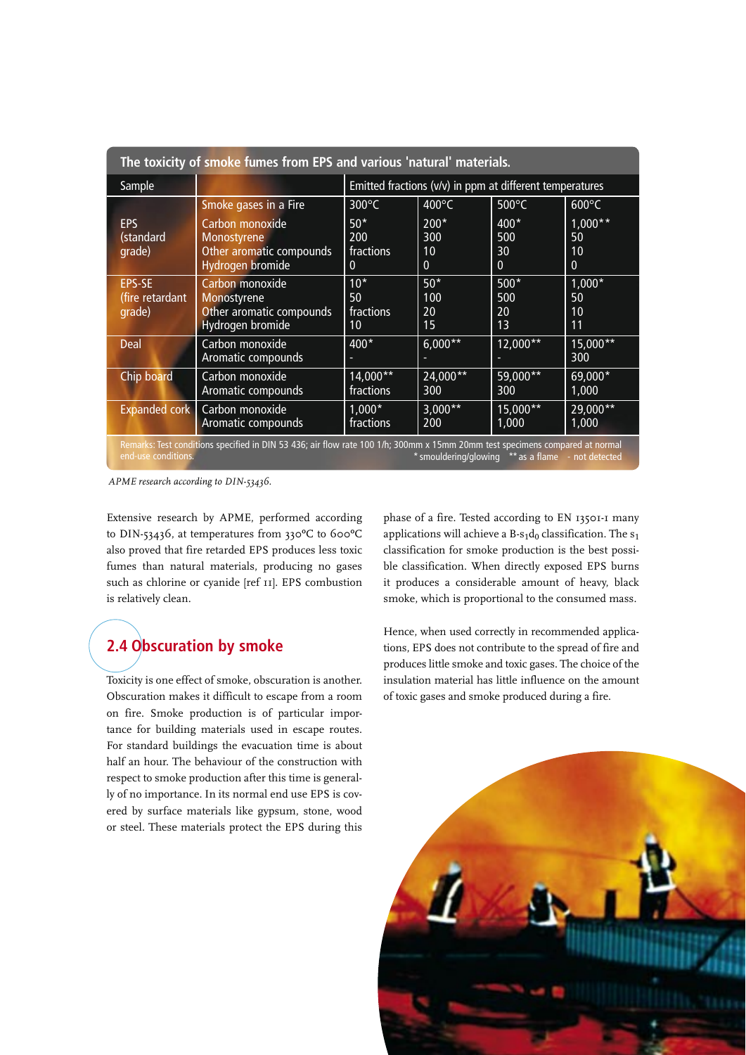**The toxicity of smoke fumes from EPS and various 'natural' materials.**

| Sample | | Emitted fractions (v/v) in ppm at different temperatures | | | |
|---|---|---|---|---|---|
| | Smoke gases in a Fire | 300°C | 400°C | 500°C | 600°C |
| EPS (standard grade) | Carbon monoxide<br>Monostyrene<br>Other aromatic compounds<br>Hydrogen bromide | 50*<br>200<br>fractions<br>0 | 200*<br>300<br>10<br>0 | 400*<br>500<br>30<br>0 | 1,000**<br>50<br>10<br>0 |
| EPS-SE (fire retardant grade) | Carbon monoxide<br>Monostyrene<br>Other aromatic compounds<br>Hydrogen bromide | 10*<br>50<br>fractions<br>10 | 50*<br>100<br>20<br>15 | 500*<br>500<br>20<br>13 | 1,000*<br>50<br>10<br>11 |
| Deal | Carbon monoxide<br>Aromatic compounds | 400*<br>- | 6,000**<br>- | 12,000**<br>- | 15,000**<br>300 |
| Chip board | Carbon monoxide<br>Aromatic compounds | 14,000**<br>fractions | 24,000**<br>300 | 59,000**<br>300 | 69,000*<br>1,000 |
| Expanded cork | Carbon monoxide<br>Aromatic compounds | 1,000*<br>fractions | 3,000**<br>200 | 15,000**<br>1,000 | 29,000**<br>1,000 |

Remarks: Test conditions specified in DIN 53 436; air flow rate 100 1/h; 300mm x 15mm 20mm test specimens compared at normal end-use conditions.
\* smouldering/glowing  ** as a flame  - not detected

*APME research according to DIN-53436.*

Extensive research by APME, performed according to DIN-53436, at temperatures from 330°C to 600°C also proved that fire retarded EPS produces less toxic fumes than natural materials, producing no gases such as chlorine or cyanide [ref 11]. EPS combustion is relatively clean.

## 2.4 Obscuration by smoke

Toxicity is one effect of smoke, obscuration is another. Obscuration makes it difficult to escape from a room on fire. Smoke production is of particular importance for building materials used in escape routes. For standard buildings the evacuation time is about half an hour. The behaviour of the construction with respect to smoke production after this time is generally of no importance. In its normal end use EPS is covered by surface materials like gypsum, stone, wood or steel. These materials protect the EPS during this phase of a fire. Tested according to EN 13501-1 many applications will achieve a B-$s_1d_0$ classification. The $s_1$ classification for smoke production is the best possible classification. When directly exposed EPS burns it produces a considerable amount of heavy, black smoke, which is proportional to the consumed mass.

Hence, when used correctly in recommended applications, EPS does not contribute to the spread of fire and produces little smoke and toxic gases. The choice of the insulation material has little influence on the amount of toxic gases and smoke produced during a fire.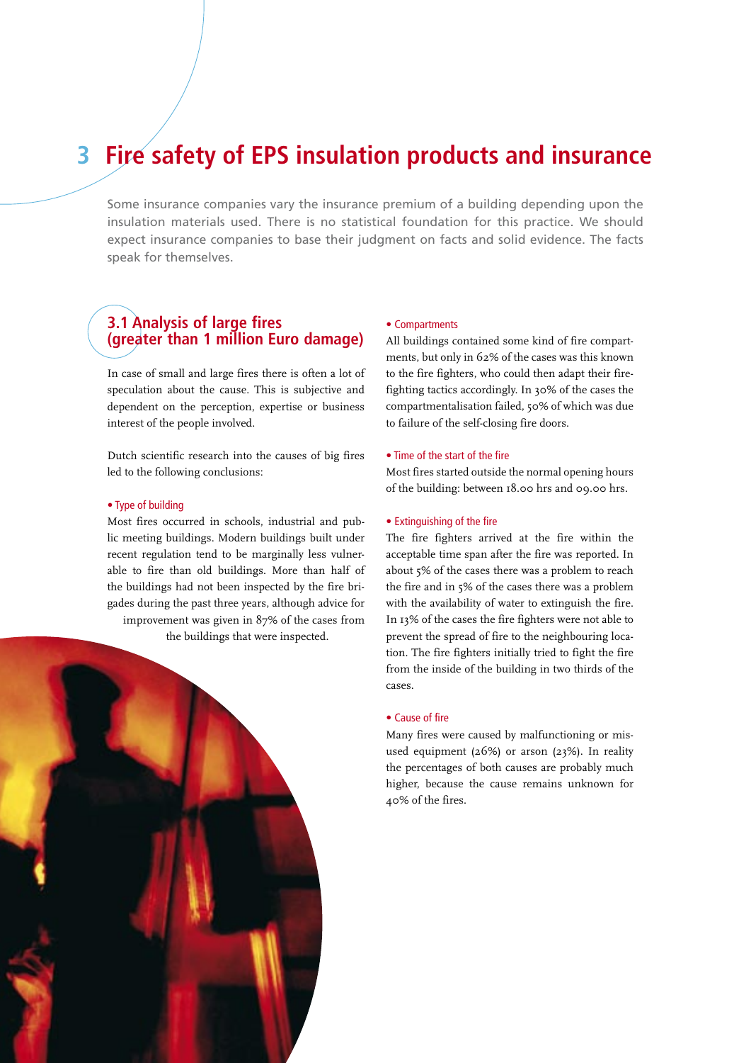# 3 Fire safety of EPS insulation products and insurance

Some insurance companies vary the insurance premium of a building depending upon the insulation materials used. There is no statistical foundation for this practice. We should expect insurance companies to base their judgment on facts and solid evidence. The facts speak for themselves.

## 3.1 Analysis of large fires (greater than 1 million Euro damage)

In case of small and large fires there is often a lot of speculation about the cause. This is subjective and dependent on the perception, expertise or business interest of the people involved.

Dutch scientific research into the causes of big fires led to the following conclusions:

**• Type of building**

Most fires occurred in schools, industrial and public meeting buildings. Modern buildings built under recent regulation tend to be marginally less vulnerable to fire than old buildings. More than half of the buildings had not been inspected by the fire brigades during the past three years, although advice for improvement was given in 87% of the cases from the buildings that were inspected.

**• Compartments**

All buildings contained some kind of fire compartments, but only in 62% of the cases was this known to the fire fighters, who could then adapt their firefighting tactics accordingly. In 30% of the cases the compartmentalisation failed, 50% of which was due to failure of the self-closing fire doors.

**• Time of the start of the fire**

Most fires started outside the normal opening hours of the building: between 18.00 hrs and 09.00 hrs.

**• Extinguishing of the fire**

The fire fighters arrived at the fire within the acceptable time span after the fire was reported. In about 5% of the cases there was a problem to reach the fire and in 5% of the cases there was a problem with the availability of water to extinguish the fire. In 13% of the cases the fire fighters were not able to prevent the spread of fire to the neighbouring location. The fire fighters initially tried to fight the fire from the inside of the building in two thirds of the cases.

**• Cause of fire**

Many fires were caused by malfunctioning or misused equipment (26%) or arson (23%). In reality the percentages of both causes are probably much higher, because the cause remains unknown for 40% of the fires.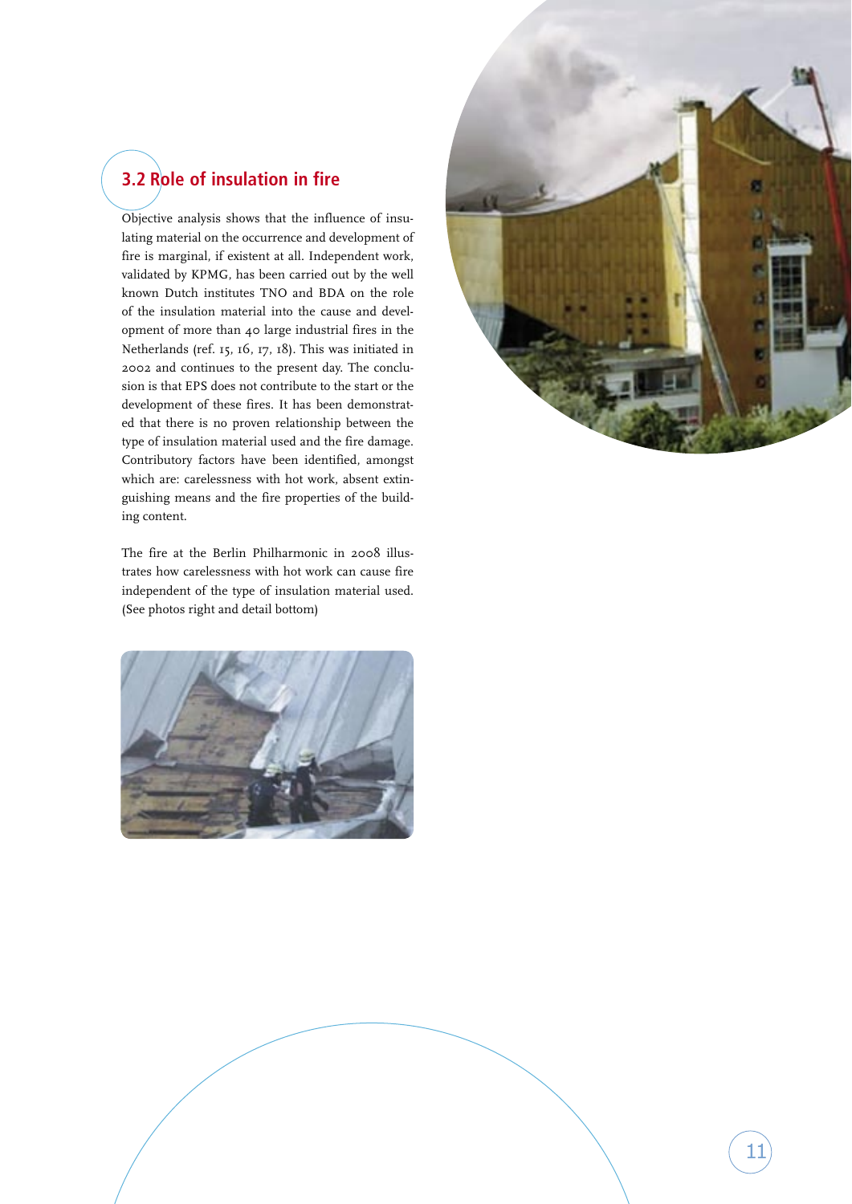## 3.2 Role of insulation in fire

Objective analysis shows that the influence of insulating material on the occurrence and development of fire is marginal, if existent at all. Independent work, validated by KPMG, has been carried out by the well known Dutch institutes TNO and BDA on the role of the insulation material into the cause and development of more than 40 large industrial fires in the Netherlands (ref. 15, 16, 17, 18). This was initiated in 2002 and continues to the present day. The conclusion is that EPS does not contribute to the start or the development of these fires. It has been demonstrated that there is no proven relationship between the type of insulation material used and the fire damage. Contributory factors have been identified, amongst which are: carelessness with hot work, absent extinguishing means and the fire properties of the building content.

The fire at the Berlin Philharmonic in 2008 illustrates how carelessness with hot work can cause fire independent of the type of insulation material used. (See photos right and detail bottom)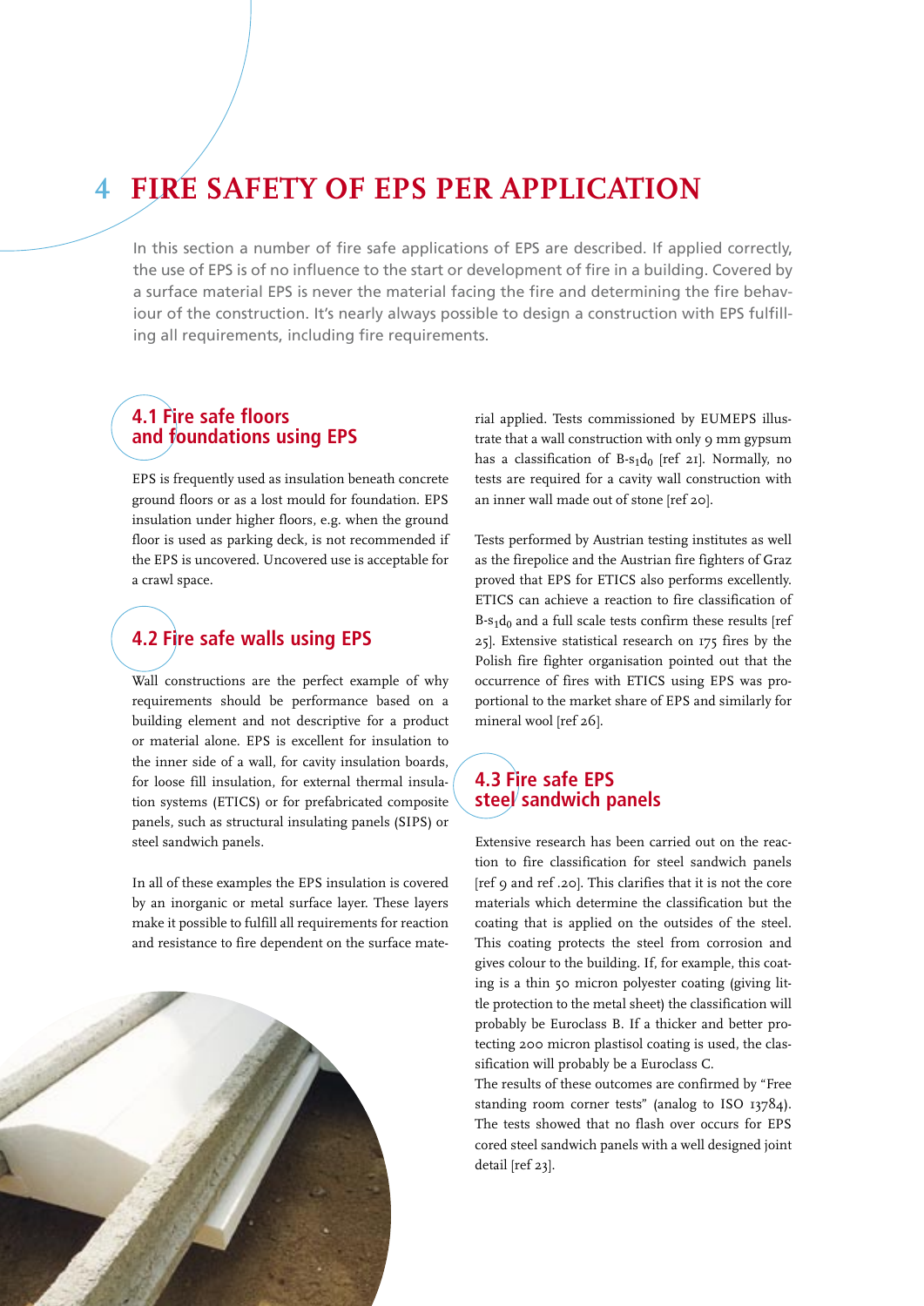# 4 FIRE SAFETY OF EPS PER APPLICATION

In this section a number of fire safe applications of EPS are described. If applied correctly, the use of EPS is of no influence to the start or development of fire in a building. Covered by a surface material EPS is never the material facing the fire and determining the fire behaviour of the construction. It's nearly always possible to design a construction with EPS fulfilling all requirements, including fire requirements.

## 4.1 Fire safe floors and foundations using EPS

EPS is frequently used as insulation beneath concrete ground floors or as a lost mould for foundation. EPS insulation under higher floors, e.g. when the ground floor is used as parking deck, is not recommended if the EPS is uncovered. Uncovered use is acceptable for a crawl space.

## 4.2 Fire safe walls using EPS

Wall constructions are the perfect example of why requirements should be performance based on a building element and not descriptive for a product or material alone. EPS is excellent for insulation to the inner side of a wall, for cavity insulation boards, for loose fill insulation, for external thermal insulation systems (ETICS) or for prefabricated composite panels, such as structural insulating panels (SIPS) or steel sandwich panels.

In all of these examples the EPS insulation is covered by an inorganic or metal surface layer. These layers make it possible to fulfill all requirements for reaction and resistance to fire dependent on the surface material applied. Tests commissioned by EUMEPS illustrate that a wall construction with only 9 mm gypsum has a classification of B-$s_1d_0$ [ref 21]. Normally, no tests are required for a cavity wall construction with an inner wall made out of stone [ref 20].

Tests performed by Austrian testing institutes as well as the firepolice and the Austrian fire fighters of Graz proved that EPS for ETICS also performs excellently. ETICS can achieve a reaction to fire classification of B-$s_1d_0$ and a full scale tests confirm these results [ref 25]. Extensive statistical research on 175 fires by the Polish fire fighter organisation pointed out that the occurrence of fires with ETICS using EPS was proportional to the market share of EPS and similarly for mineral wool [ref 26].

## 4.3 Fire safe EPS steel sandwich panels

Extensive research has been carried out on the reaction to fire classification for steel sandwich panels [ref 9 and ref .20]. This clarifies that it is not the core materials which determine the classification but the coating that is applied on the outsides of the steel. This coating protects the steel from corrosion and gives colour to the building. If, for example, this coating is a thin 50 micron polyester coating (giving little protection to the metal sheet) the classification will probably be Euroclass B. If a thicker and better protecting 200 micron plastisol coating is used, the classification will probably be a Euroclass C.

The results of these outcomes are confirmed by "Free standing room corner tests" (analog to ISO 13784). The tests showed that no flash over occurs for EPS cored steel sandwich panels with a well designed joint detail [ref 23].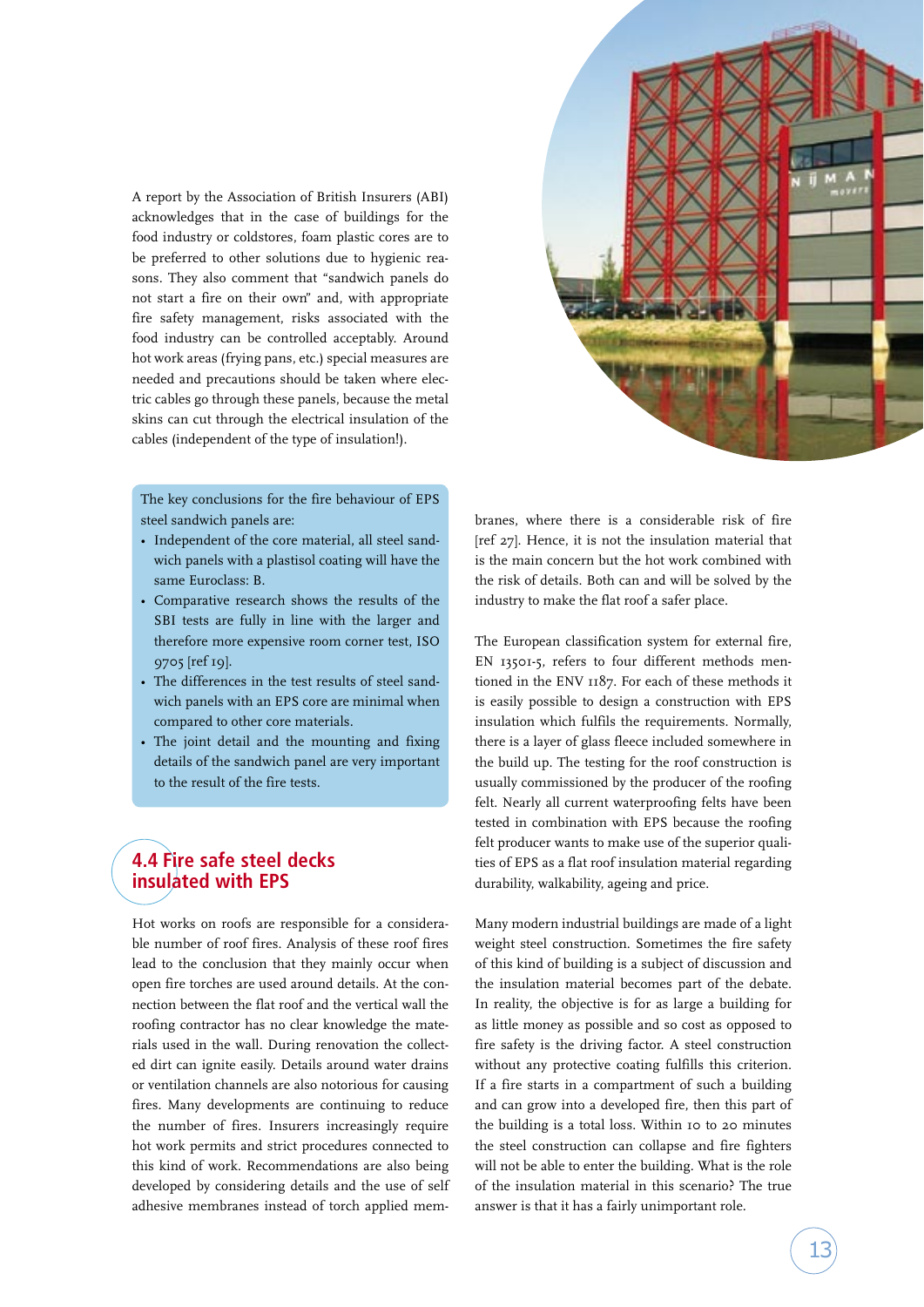A report by the Association of British Insurers (ABI) acknowledges that in the case of buildings for the food industry or coldstores, foam plastic cores are to be preferred to other solutions due to hygienic reasons. They also comment that "sandwich panels do not start a fire on their own" and, with appropriate fire safety management, risks associated with the food industry can be controlled acceptably. Around hot work areas (frying pans, etc.) special measures are needed and precautions should be taken where electric cables go through these panels, because the metal skins can cut through the electrical insulation of the cables (independent of the type of insulation!).

The key conclusions for the fire behaviour of EPS steel sandwich panels are:

- Independent of the core material, all steel sandwich panels with a plastisol coating will have the same Euroclass: B.
- Comparative research shows the results of the SBI tests are fully in line with the larger and therefore more expensive room corner test, ISO 9705 [ref 19].
- The differences in the test results of steel sandwich panels with an EPS core are minimal when compared to other core materials.
- The joint detail and the mounting and fixing details of the sandwich panel are very important to the result of the fire tests.

## 4.4 Fire safe steel decks insulated with EPS

Hot works on roofs are responsible for a considerable number of roof fires. Analysis of these roof fires lead to the conclusion that they mainly occur when open fire torches are used around details. At the connection between the flat roof and the vertical wall the roofing contractor has no clear knowledge the materials used in the wall. During renovation the collected dirt can ignite easily. Details around water drains or ventilation channels are also notorious for causing fires. Many developments are continuing to reduce the number of fires. Insurers increasingly require hot work permits and strict procedures connected to this kind of work. Recommendations are also being developed by considering details and the use of self adhesive membranes instead of torch applied membranes, where there is a considerable risk of fire [ref 27]. Hence, it is not the insulation material that is the main concern but the hot work combined with the risk of details. Both can and will be solved by the industry to make the flat roof a safer place.

The European classification system for external fire, EN 13501-5, refers to four different methods mentioned in the ENV 1187. For each of these methods it is easily possible to design a construction with EPS insulation which fulfils the requirements. Normally, there is a layer of glass fleece included somewhere in the build up. The testing for the roof construction is usually commissioned by the producer of the roofing felt. Nearly all current waterproofing felts have been tested in combination with EPS because the roofing felt producer wants to make use of the superior qualities of EPS as a flat roof insulation material regarding durability, walkability, ageing and price.

Many modern industrial buildings are made of a light weight steel construction. Sometimes the fire safety of this kind of building is a subject of discussion and the insulation material becomes part of the debate. In reality, the objective is for as large a building for as little money as possible and so cost as opposed to fire safety is the driving factor. A steel construction without any protective coating fulfills this criterion. If a fire starts in a compartment of such a building and can grow into a developed fire, then this part of the building is a total loss. Within 10 to 20 minutes the steel construction can collapse and fire fighters will not be able to enter the building. What is the role of the insulation material in this scenario? The true answer is that it has a fairly unimportant role.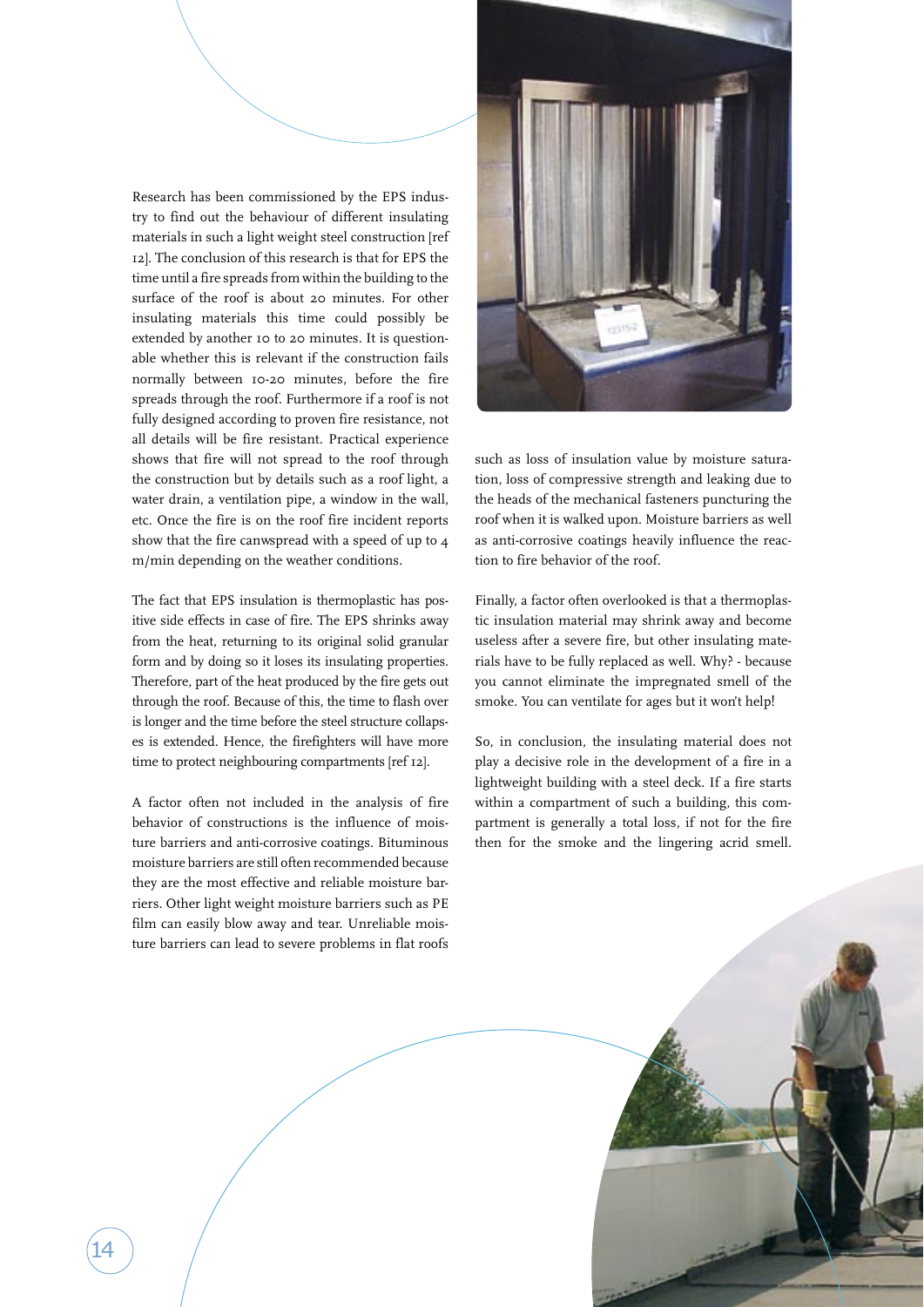Research has been commissioned by the EPS industry to find out the behaviour of different insulating materials in such a light weight steel construction [ref 12]. The conclusion of this research is that for EPS the time until a fire spreads from within the building to the surface of the roof is about 20 minutes. For other insulating materials this time could possibly be extended by another 10 to 20 minutes. It is questionable whether this is relevant if the construction fails normally between 10-20 minutes, before the fire spreads through the roof. Furthermore if a roof is not fully designed according to proven fire resistance, not all details will be fire resistant. Practical experience shows that fire will not spread to the roof through the construction but by details such as a roof light, a water drain, a ventilation pipe, a window in the wall, etc. Once the fire is on the roof fire incident reports show that the fire canwspread with a speed of up to 4 m/min depending on the weather conditions.

The fact that EPS insulation is thermoplastic has positive side effects in case of fire. The EPS shrinks away from the heat, returning to its original solid granular form and by doing so it loses its insulating properties. Therefore, part of the heat produced by the fire gets out through the roof. Because of this, the time to flash over is longer and the time before the steel structure collapses is extended. Hence, the firefighters will have more time to protect neighbouring compartments [ref 12].

A factor often not included in the analysis of fire behavior of constructions is the influence of moisture barriers and anti-corrosive coatings. Bituminous moisture barriers are still often recommended because they are the most effective and reliable moisture barriers. Other light weight moisture barriers such as PE film can easily blow away and tear. Unreliable moisture barriers can lead to severe problems in flat roofs such as loss of insulation value by moisture saturation, loss of compressive strength and leaking due to the heads of the mechanical fasteners puncturing the roof when it is walked upon. Moisture barriers as well as anti-corrosive coatings heavily influence the reaction to fire behavior of the roof.

Finally, a factor often overlooked is that a thermoplastic insulation material may shrink away and become useless after a severe fire, but other insulating materials have to be fully replaced as well. Why? - because you cannot eliminate the impregnated smell of the smoke. You can ventilate for ages but it won't help!

So, in conclusion, the insulating material does not play a decisive role in the development of a fire in a lightweight building with a steel deck. If a fire starts within a compartment of such a building, this compartment is generally a total loss, if not for the fire then for the smoke and the lingering acrid smell.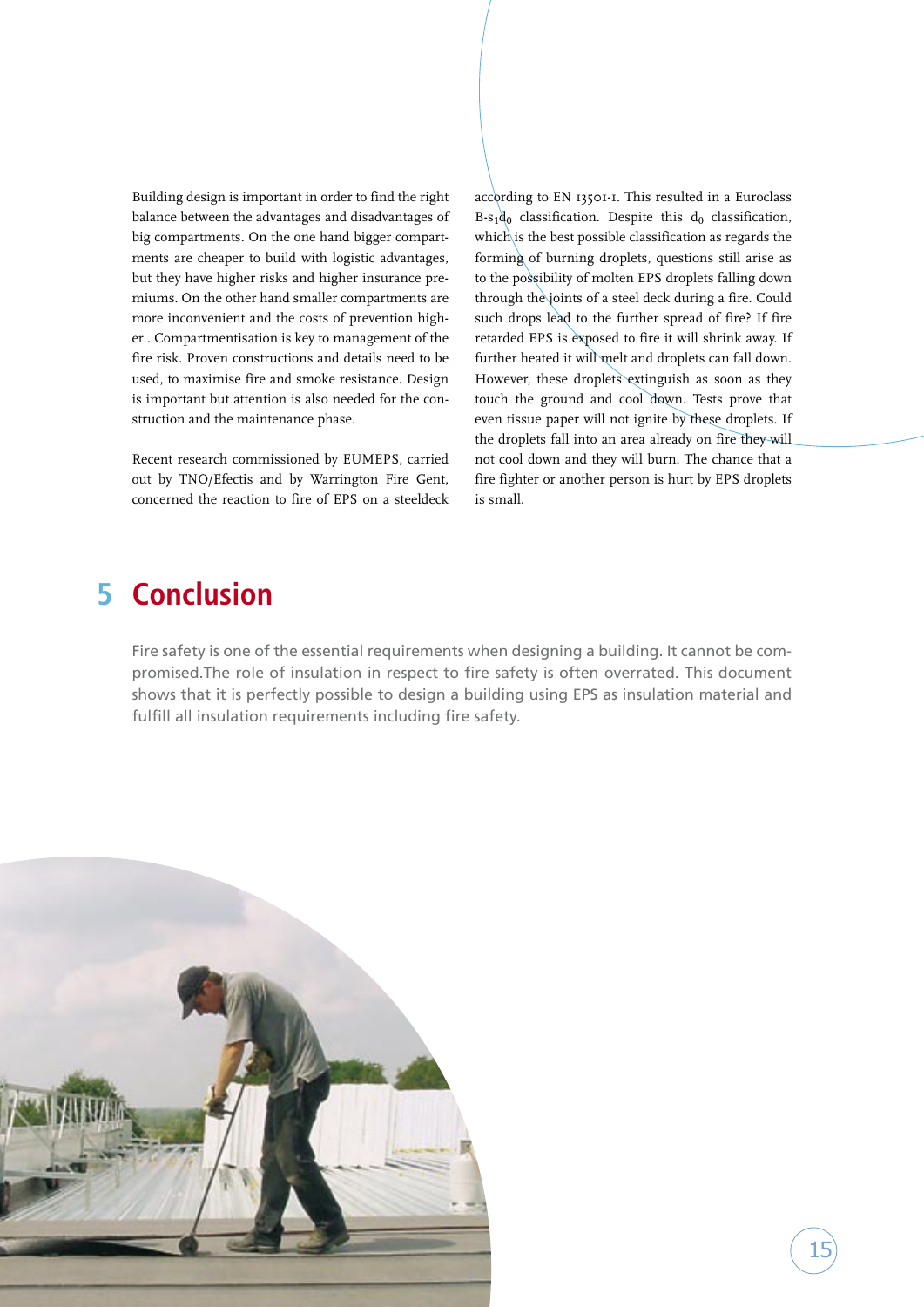Building design is important in order to find the right balance between the advantages and disadvantages of big compartments. On the one hand bigger compartments are cheaper to build with logistic advantages, but they have higher risks and higher insurance premiums. On the other hand smaller compartments are more inconvenient and the costs of prevention higher . Compartmentisation is key to management of the fire risk. Proven constructions and details need to be used, to maximise fire and smoke resistance. Design is important but attention is also needed for the construction and the maintenance phase.

Recent research commissioned by EUMEPS, carried out by TNO/Efectis and by Warrington Fire Gent, concerned the reaction to fire of EPS on a steeldeck according to EN 13501-1. This resulted in a Euroclass B-$s_1d_0$ classification. Despite this $d_0$ classification, which is the best possible classification as regards the forming of burning droplets, questions still arise as to the possibility of molten EPS droplets falling down through the joints of a steel deck during a fire. Could such drops lead to the further spread of fire? If fire retarded EPS is exposed to fire it will shrink away. If further heated it will melt and droplets can fall down. However, these droplets extinguish as soon as they touch the ground and cool down. Tests prove that even tissue paper will not ignite by these droplets. If the droplets fall into an area already on fire they will not cool down and they will burn. The chance that a fire fighter or another person is hurt by EPS droplets is small.

# 5 Conclusion

Fire safety is one of the essential requirements when designing a building. It cannot be compromised.The role of insulation in respect to fire safety is often overrated. This document shows that it is perfectly possible to design a building using EPS as insulation material and fulfill all insulation requirements including fire safety.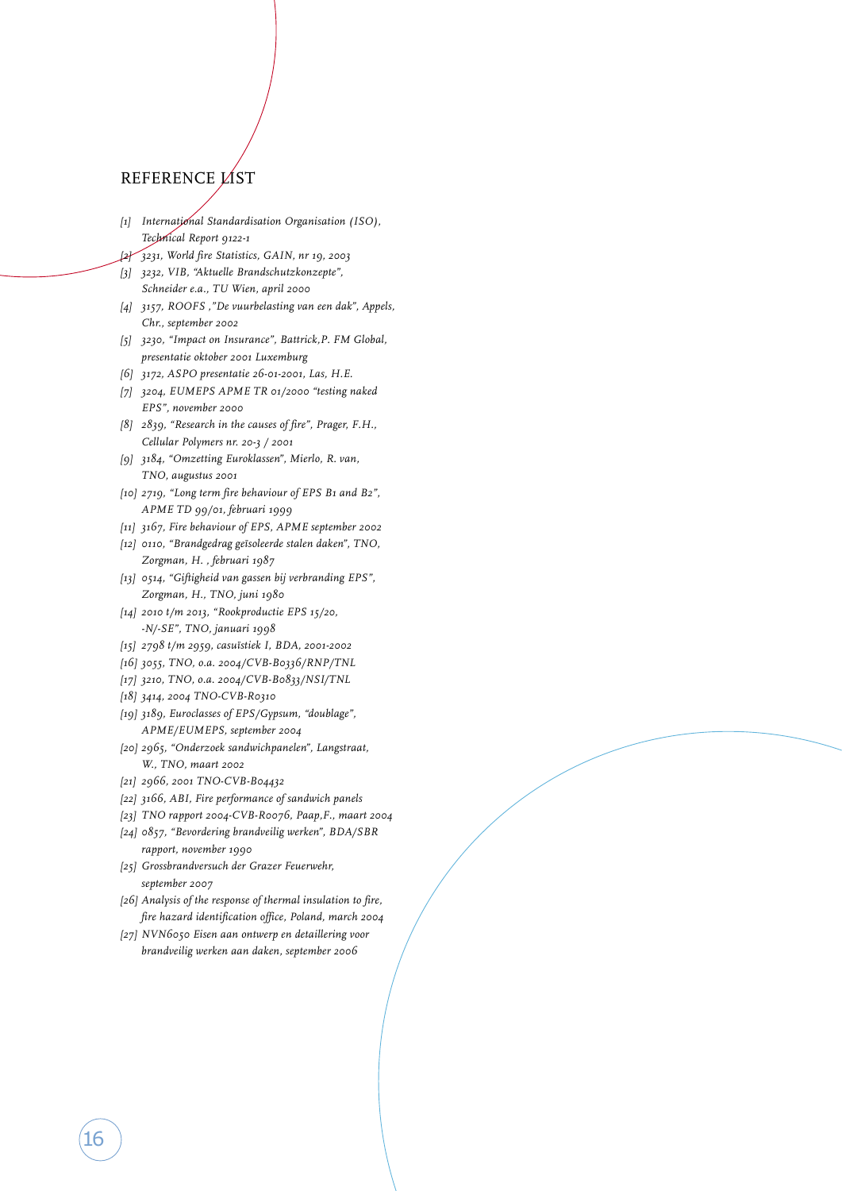# REFERENCE LIST

- [1] *International Standardisation Organisation (ISO), Technical Report 9122-1*
- [2] *3231, World fire Statistics, GAIN, nr 19, 2003*
- [3] *3232, VIB, "Aktuelle Brandschutzkonzepte", Schneider e.a., TU Wien, april 2000*
- [4] *3157, ROOFS ,"De vuurbelasting van een dak", Appels, Chr., september 2002*
- [5] *3230, "Impact on Insurance", Battrick,P. FM Global, presentatie oktober 2001 Luxemburg*
- [6] *3172, ASPO presentatie 26-01-2001, Las, H.E.*
- [7] *3204, EUMEPS APME TR 01/2000 "testing naked EPS", november 2000*
- [8] *2839, "Research in the causes of fire", Prager, F.H., Cellular Polymers nr. 20-3 / 2001*
- [9] *3184, "Omzetting Euroklassen", Mierlo, R. van, TNO, augustus 2001*
- [10] *2719, "Long term fire behaviour of EPS B1 and B2", APME TD 99/01, februari 1999*
- [11] *3167, Fire behaviour of EPS, APME september 2002*
- [12] *0110, "Brandgedrag geïsoleerde stalen daken", TNO, Zorgman, H. , februari 1987*
- [13] *0514, "Giftigheid van gassen bij verbranding EPS", Zorgman, H., TNO, juni 1980*
- [14] *2010 t/m 2013, "Rookproductie EPS 15/20, -N/-SE", TNO, januari 1998*
- [15] *2798 t/m 2959, casuïstiek I, BDA, 2001-2002*
- [16] *3055, TNO, o.a. 2004/CVB-B0336/RNP/TNL*
- [17] *3210, TNO, o.a. 2004/CVB-B0833/NSI/TNL*
- [18] *3414, 2004 TNO-CVB-R0310*
- [19] *3189, Euroclasses of EPS/Gypsum, "doublage", APME/EUMEPS, september 2004*
- [20] *2965, "Onderzoek sandwichpanelen", Langstraat, W., TNO, maart 2002*
- [21] *2966, 2001 TNO-CVB-B04432*
- [22] *3166, ABI, Fire performance of sandwich panels*
- [23] *TNO rapport 2004-CVB-R0076, Paap,F., maart 2004*
- [24] *0857, "Bevordering brandveilig werken", BDA/SBR rapport, november 1990*
- [25] *Grossbrandversuch der Grazer Feuerwehr, september 2007*
- [26] *Analysis of the response of thermal insulation to fire, fire hazard identification office, Poland, march 2004*
- [27] *NVN6050 Eisen aan ontwerp en detaillering voor brandveilig werken aan daken, september 2006*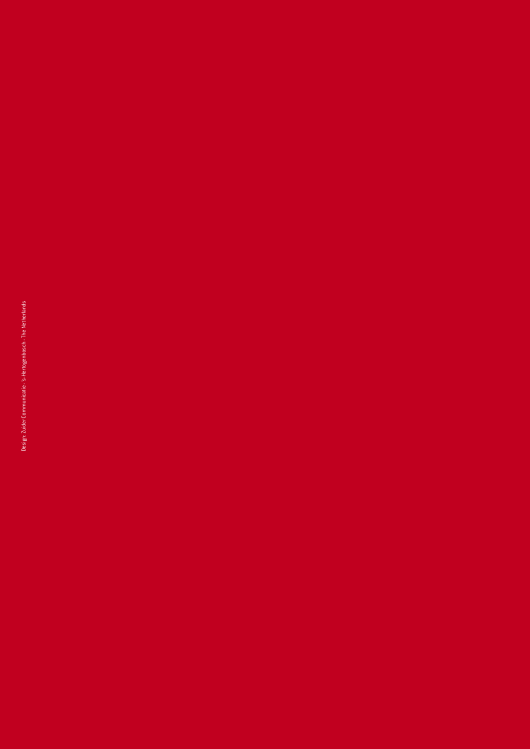Design: Zuider Communicatie - 's-Hertogenbosch - The Netherlands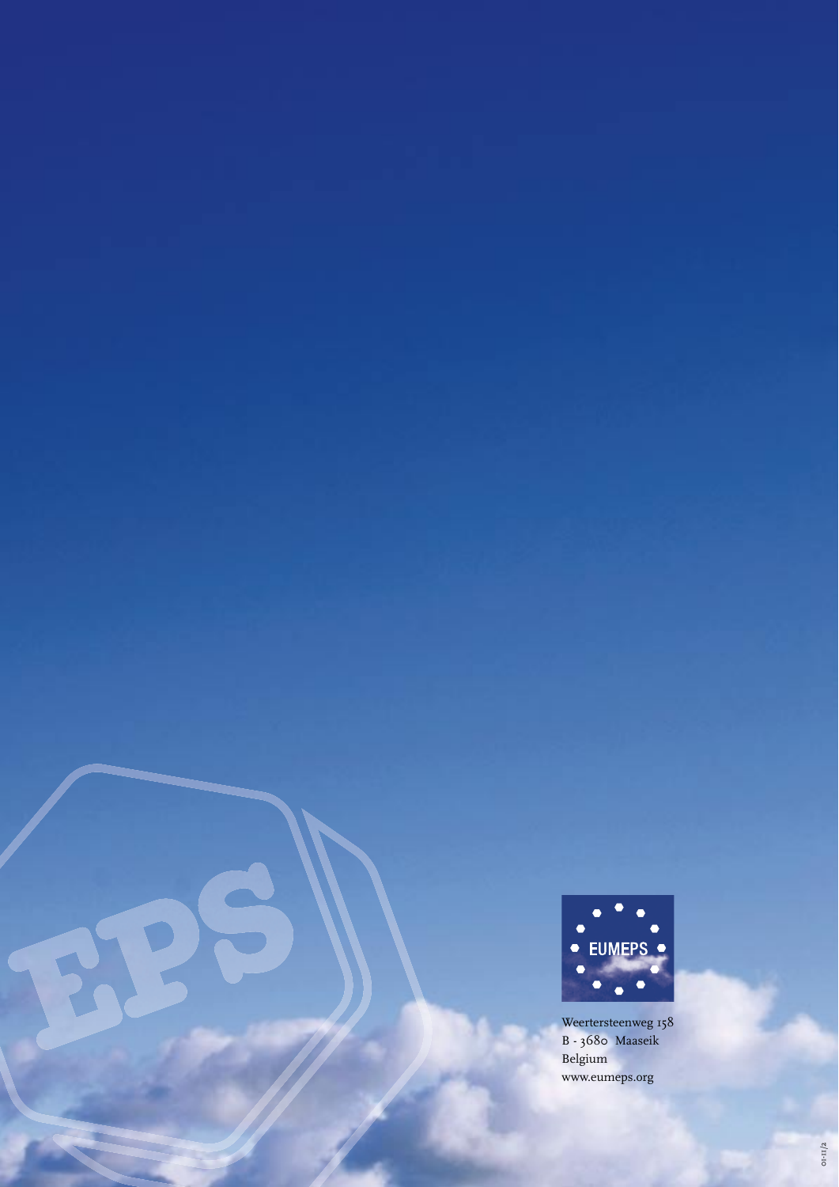EPS

EUMEPS

Weertersteenweg 158
B - 3680 Maaseik
Belgium
www.eumeps.org

01-11/2